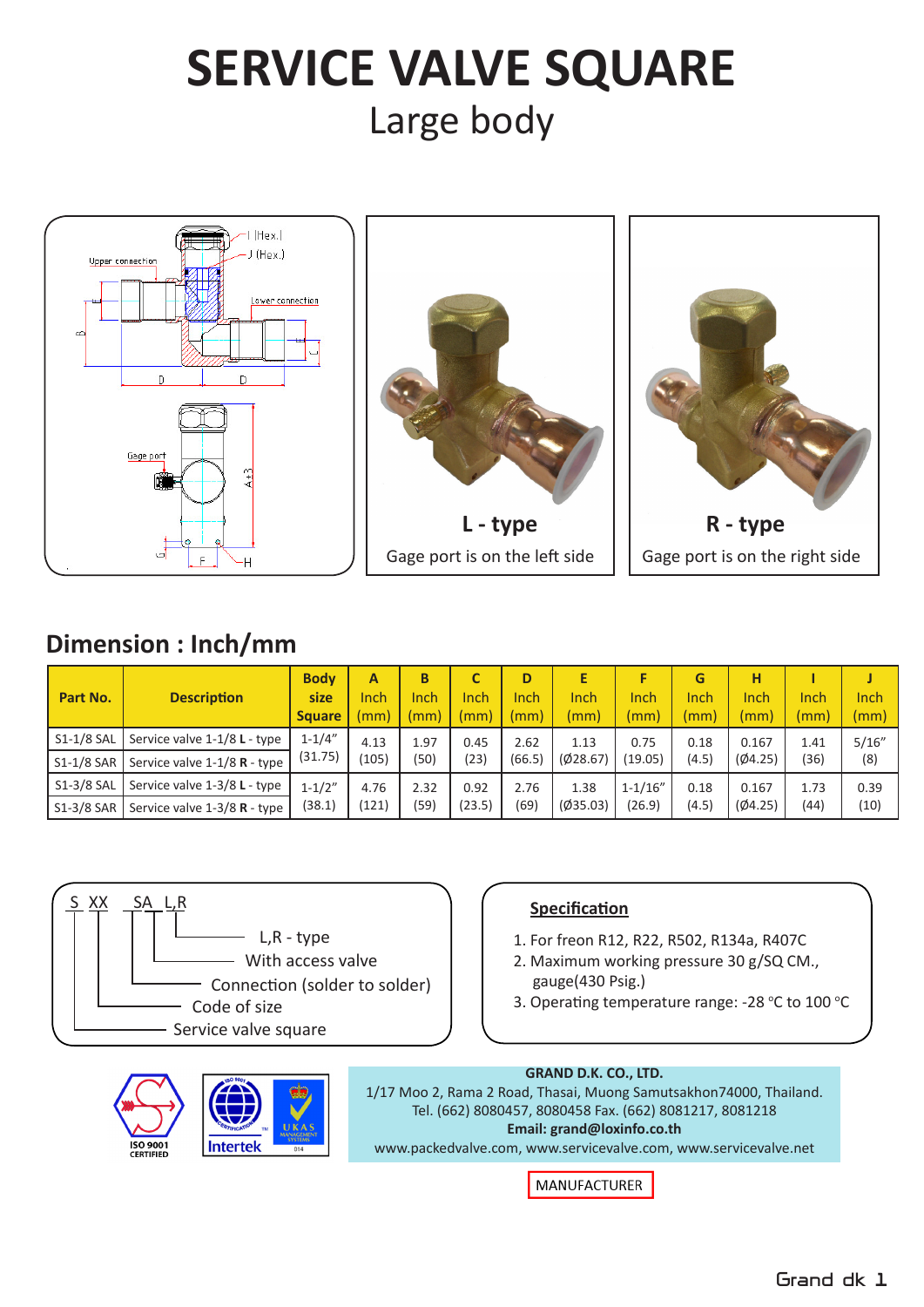# SERVICE VALVE SQUARE

## Large body

**L - type**

Gage port is on the left side

**R - type**

Gage port is on the right side

## Dimension : Inch/mm

| Part No. | Description | Body size Square | A Inch (mm) | B Inch (mm) | C Inch (mm) | D Inch (mm) | E Inch (mm) | F Inch (mm) | G Inch (mm) | H Inch (mm) | I Inch (mm) | J Inch (mm) |
|---|---|---|---|---|---|---|---|---|---|---|---|---|
| S1-1/8 SAL | Service valve 1-1/8 **L** - type | 1-1/4" (31.75) | 4.13 (105) | 1.97 (50) | 0.45 (23) | 2.62 (66.5) | 1.13 (Ø28.67) | 0.75 (19.05) | 0.18 (4.5) | 0.167 (Ø4.25) | 1.41 (36) | 5/16" (8) |
| S1-1/8 SAR | Service valve 1-1/8 **R** - type | | | | | | | | | | | |
| S1-3/8 SAL | Service valve 1-3/8 **L** - type | 1-1/2" (38.1) | 4.76 (121) | 2.32 (59) | 0.92 (23.5) | 2.76 (69) | 1.38 (Ø35.03) | 1-1/16" (26.9) | 0.18 (4.5) | 0.167 (Ø4.25) | 1.73 (44) | 0.39 (10) |
| S1-3/8 SAR | Service valve 1-3/8 **R** - type | | | | | | | | | | | |

S XX SA L,R

- L,R - type
- With access valve
- Connection (solder to solder)
- Code of size
- Service valve square

**Specification**

1. For freon R12, R22, R502, R134a, R407C
2. Maximum working pressure 30 g/SQ CM., gauge(430 Psig.)
3. Operating temperature range: -28 °C to 100 °C

ISO 9001 CERTIFIED

Intertek

**GRAND D.K. CO., LTD.**

1/17 Moo 2, Rama 2 Road, Thasai, Muong Samutsakhon74000, Thailand.

Tel. (662) 8080457, 8080458 Fax. (662) 8081217, 8081218

**Email: grand@loxinfo.co.th**

www.packedvalve.com, www.servicevalve.com, www.servicevalve.net

MANUFACTURER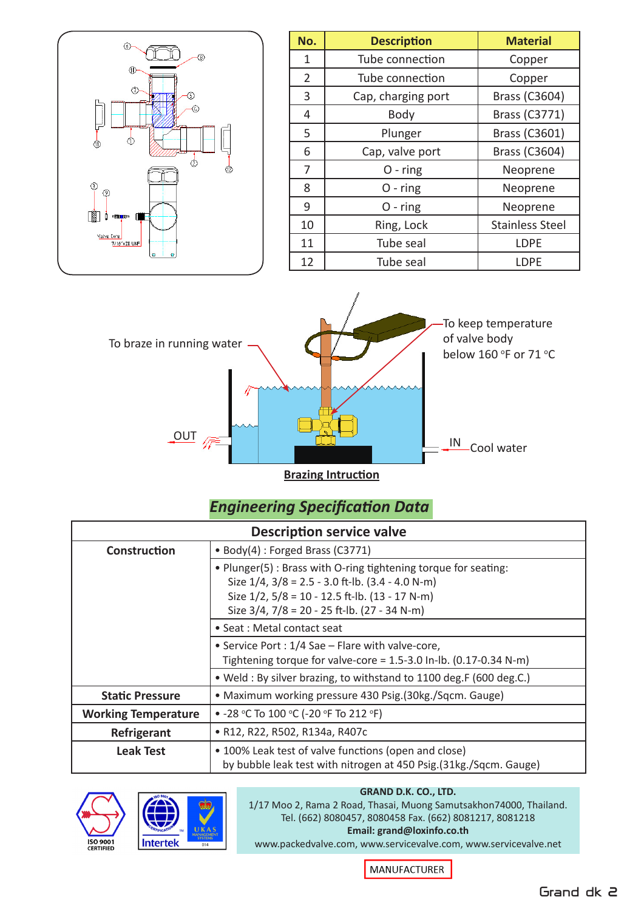| No. | Description | Material |
|---|---|---|
| 1 | Tube connection | Copper |
| 2 | Tube connection | Copper |
| 3 | Cap, charging port | Brass (C3604) |
| 4 | Body | Brass (C3771) |
| 5 | Plunger | Brass (C3601) |
| 6 | Cap, valve port | Brass (C3604) |
| 7 | O - ring | Neoprene |
| 8 | O - ring | Neoprene |
| 9 | O - ring | Neoprene |
| 10 | Ring, Lock | Stainless Steel |
| 11 | Tube seal | LDPE |
| 12 | Tube seal | LDPE |

To braze in running water

To keep temperature of valve body below 160 °F or 71 °C

OUT

IN Cool water

**Brazing Intruction**

## *Engineering Specification Data*

| Description service valve | |
|---|---|
| **Construction** | • Body(4) : Forged Brass (C3771) |
| | • Plunger(5) : Brass with O-ring tightening torque for seating:<br>Size 1/4, 3/8 = 2.5 - 3.0 ft-lb. (3.4 - 4.0 N-m)<br>Size 1/2, 5/8 = 10 - 12.5 ft-lb. (13 - 17 N-m)<br>Size 3/4, 7/8 = 20 - 25 ft-lb. (27 - 34 N-m) |
| | • Seat : Metal contact seat |
| | • Service Port : 1/4 Sae – Flare with valve-core,<br>Tightening torque for valve-core = 1.5-3.0 In-lb. (0.17-0.34 N-m) |
| | • Weld : By silver brazing, to withstand to 1100 deg.F (600 deg.C.) |
| **Static Pressure** | • Maximum working pressure 430 Psig.(30kg./Sqcm. Gauge) |
| **Working Temperature** | • -28 °C To 100 °C (-20 °F To 212 °F) |
| **Refrigerant** | • R12, R22, R502, R134a, R407c |
| **Leak Test** | • 100% Leak test of valve functions (open and close)<br>by bubble leak test with nitrogen at 450 Psig.(31kg./Sqcm. Gauge) |

ISO 9001 CERTIFIED

Intertek

**GRAND D.K. CO., LTD.**
1/17 Moo 2, Rama 2 Road, Thasai, Muong Samutsakhon74000, Thailand.
Tel. (662) 8080457, 8080458 Fax. (662) 8081217, 8081218
**Email: grand@loxinfo.co.th**
www.packedvalve.com, www.servicevalve.com, www.servicevalve.net

MANUFACTURER

Grand dk